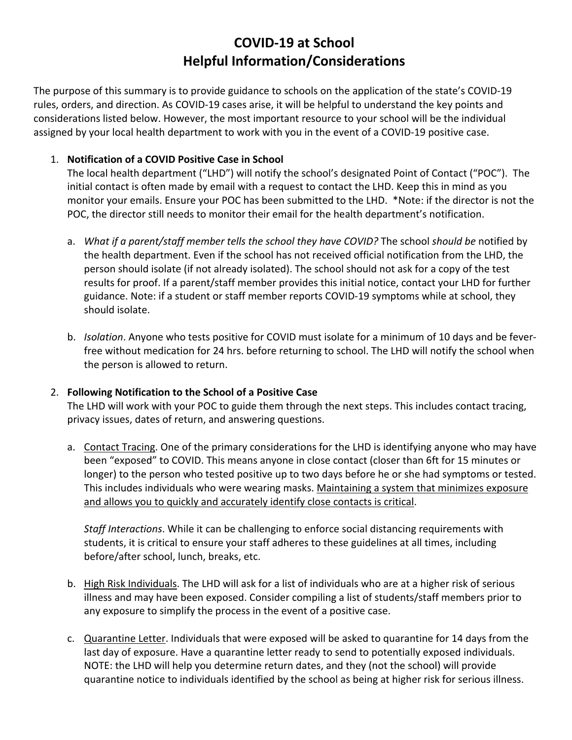# COVID-19 at School
## Helpful Information/Considerations

The purpose of this summary is to provide guidance to schools on the application of the state's COVID-19 rules, orders, and direction. As COVID-19 cases arise, it will be helpful to understand the key points and considerations listed below. However, the most important resource to your school will be the individual assigned by your local health department to work with you in the event of a COVID-19 positive case.

1. **Notification of a COVID Positive Case in School**
   The local health department ("LHD") will notify the school's designated Point of Contact ("POC"). The initial contact is often made by email with a request to contact the LHD. Keep this in mind as you monitor your emails. Ensure your POC has been submitted to the LHD. *Note: if the director is not the POC, the director still needs to monitor their email for the health department's notification.

   a. *What if a parent/staff member tells the school they have COVID?* The school *should be* notified by the health department. Even if the school has not received official notification from the LHD, the person should isolate (if not already isolated). The school should not ask for a copy of the test results for proof. If a parent/staff member provides this initial notice, contact your LHD for further guidance. Note: if a student or staff member reports COVID-19 symptoms while at school, they should isolate.

   b. *Isolation*. Anyone who tests positive for COVID must isolate for a minimum of 10 days and be fever-free without medication for 24 hrs. before returning to school. The LHD will notify the school when the person is allowed to return.

2. **Following Notification to the School of a Positive Case**
   The LHD will work with your POC to guide them through the next steps. This includes contact tracing, privacy issues, dates of return, and answering questions.

   a. <u>Contact Tracing</u>. One of the primary considerations for the LHD is identifying anyone who may have been "exposed" to COVID. This means anyone in close contact (closer than 6ft for 15 minutes or longer) to the person who tested positive up to two days before he or she had symptoms or tested. This includes individuals who were wearing masks. <u>Maintaining a system that minimizes exposure and allows you to quickly and accurately identify close contacts is critical</u>.

      *Staff Interactions*. While it can be challenging to enforce social distancing requirements with students, it is critical to ensure your staff adheres to these guidelines at all times, including before/after school, lunch, breaks, etc.

   b. <u>High Risk Individuals</u>. The LHD will ask for a list of individuals who are at a higher risk of serious illness and may have been exposed. Consider compiling a list of students/staff members prior to any exposure to simplify the process in the event of a positive case.

   c. <u>Quarantine Letter</u>. Individuals that were exposed will be asked to quarantine for 14 days from the last day of exposure. Have a quarantine letter ready to send to potentially exposed individuals. NOTE: the LHD will help you determine return dates, and they (not the school) will provide quarantine notice to individuals identified by the school as being at higher risk for serious illness.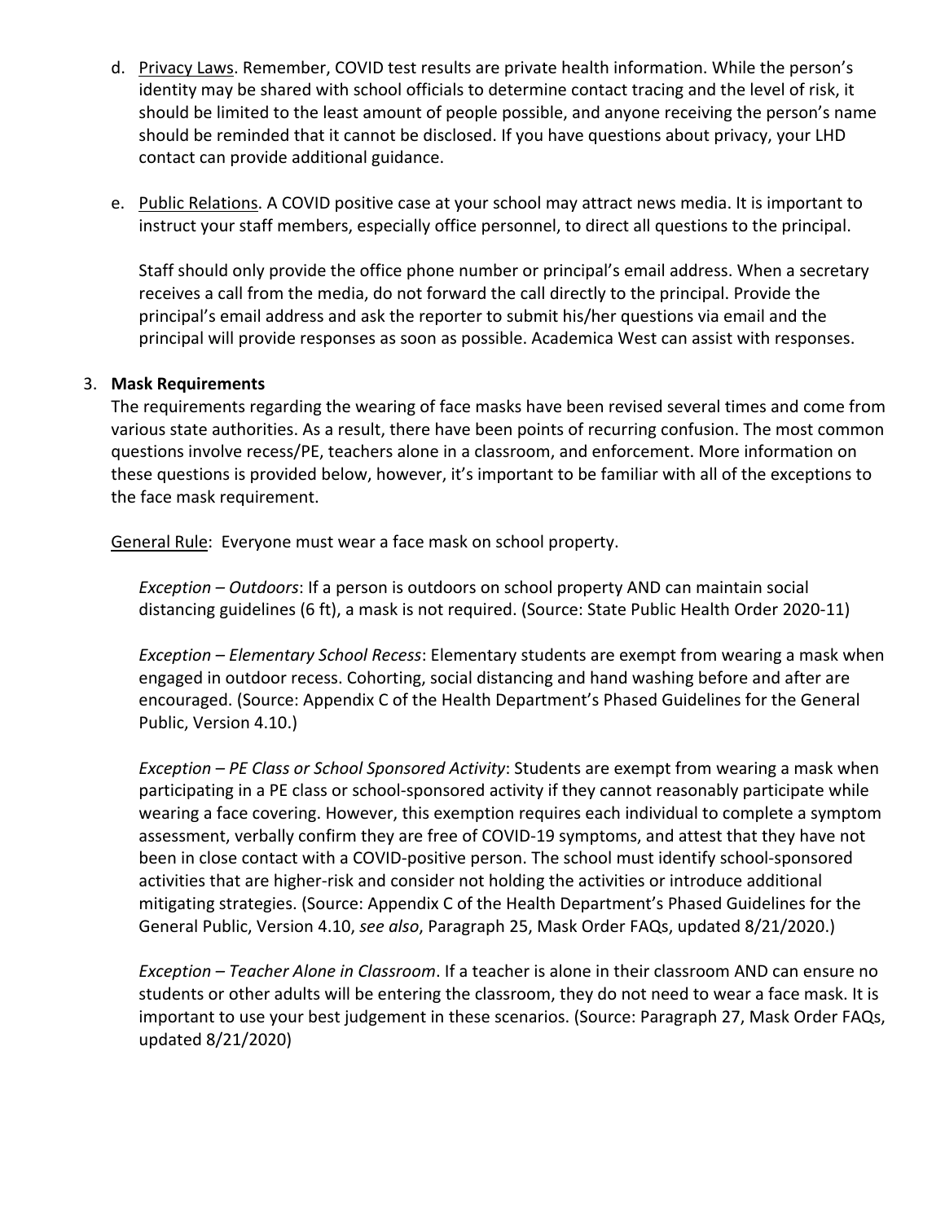d. Privacy Laws. Remember, COVID test results are private health information. While the person's identity may be shared with school officials to determine contact tracing and the level of risk, it should be limited to the least amount of people possible, and anyone receiving the person's name should be reminded that it cannot be disclosed. If you have questions about privacy, your LHD contact can provide additional guidance.

e. Public Relations. A COVID positive case at your school may attract news media. It is important to instruct your staff members, especially office personnel, to direct all questions to the principal.

   Staff should only provide the office phone number or principal's email address. When a secretary receives a call from the media, do not forward the call directly to the principal. Provide the principal's email address and ask the reporter to submit his/her questions via email and the principal will provide responses as soon as possible. Academica West can assist with responses.

3. **Mask Requirements**

The requirements regarding the wearing of face masks have been revised several times and come from various state authorities. As a result, there have been points of recurring confusion. The most common questions involve recess/PE, teachers alone in a classroom, and enforcement. More information on these questions is provided below, however, it's important to be familiar with all of the exceptions to the face mask requirement.

General Rule: Everyone must wear a face mask on school property.

*Exception – Outdoors*: If a person is outdoors on school property AND can maintain social distancing guidelines (6 ft), a mask is not required. (Source: State Public Health Order 2020-11)

*Exception – Elementary School Recess*: Elementary students are exempt from wearing a mask when engaged in outdoor recess. Cohorting, social distancing and hand washing before and after are encouraged. (Source: Appendix C of the Health Department's Phased Guidelines for the General Public, Version 4.10.)

*Exception – PE Class or School Sponsored Activity*: Students are exempt from wearing a mask when participating in a PE class or school-sponsored activity if they cannot reasonably participate while wearing a face covering. However, this exemption requires each individual to complete a symptom assessment, verbally confirm they are free of COVID-19 symptoms, and attest that they have not been in close contact with a COVID-positive person. The school must identify school-sponsored activities that are higher-risk and consider not holding the activities or introduce additional mitigating strategies. (Source: Appendix C of the Health Department's Phased Guidelines for the General Public, Version 4.10, *see also*, Paragraph 25, Mask Order FAQs, updated 8/21/2020.)

*Exception – Teacher Alone in Classroom*. If a teacher is alone in their classroom AND can ensure no students or other adults will be entering the classroom, they do not need to wear a face mask. It is important to use your best judgement in these scenarios. (Source: Paragraph 27, Mask Order FAQs, updated 8/21/2020)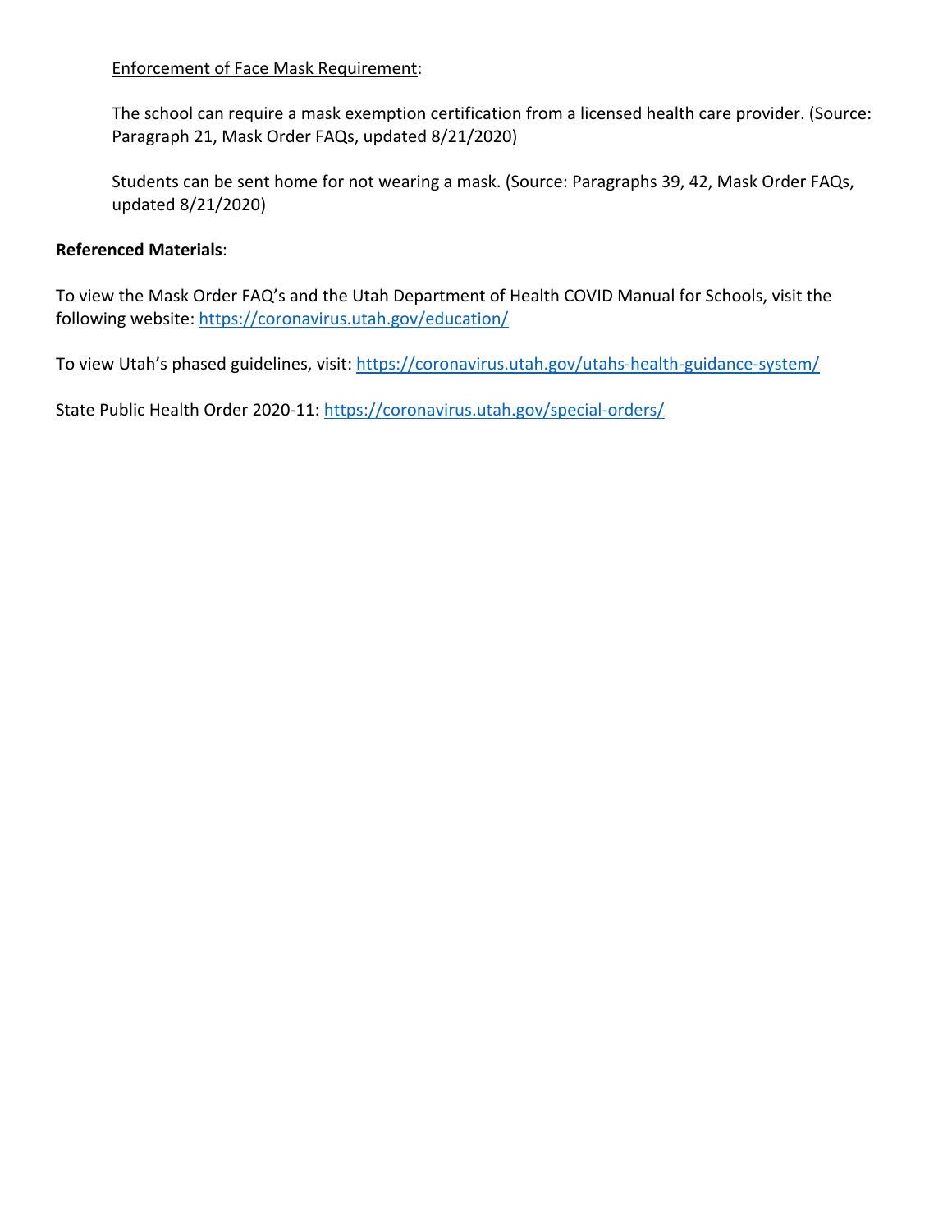<u>Enforcement of Face Mask Requirement</u>:

The school can require a mask exemption certification from a licensed health care provider. (Source: Paragraph 21, Mask Order FAQs, updated 8/21/2020)

Students can be sent home for not wearing a mask. (Source: Paragraphs 39, 42, Mask Order FAQs, updated 8/21/2020)

**Referenced Materials**:

To view the Mask Order FAQ's and the Utah Department of Health COVID Manual for Schools, visit the following website: https://coronavirus.utah.gov/education/

To view Utah's phased guidelines, visit: https://coronavirus.utah.gov/utahs-health-guidance-system/

State Public Health Order 2020-11: https://coronavirus.utah.gov/special-orders/